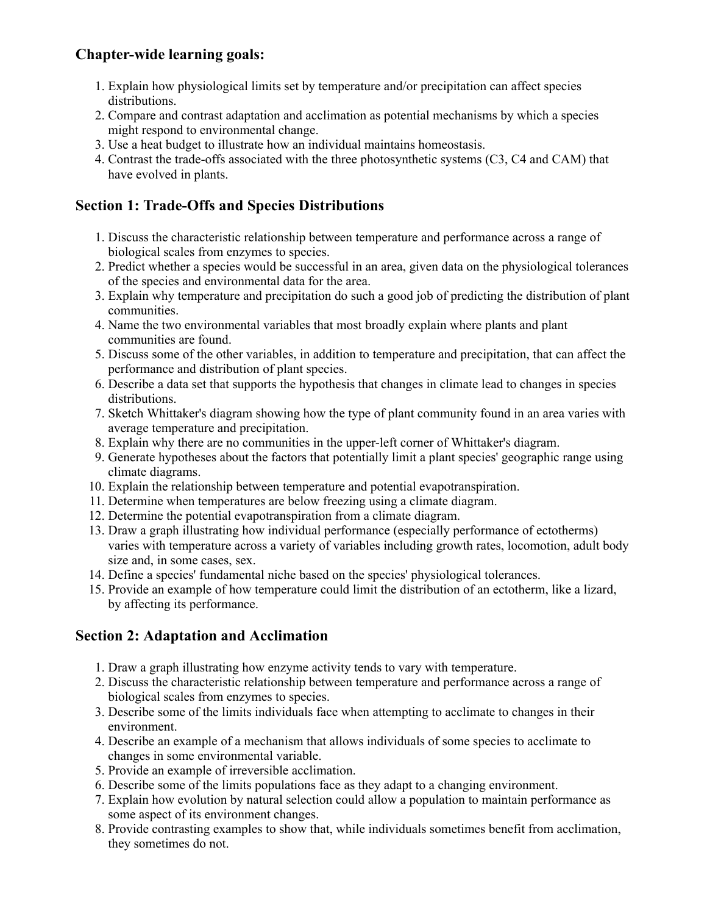## Chapter-wide learning goals:

1. Explain how physiological limits set by temperature and/or precipitation can affect species distributions.
2. Compare and contrast adaptation and acclimation as potential mechanisms by which a species might respond to environmental change.
3. Use a heat budget to illustrate how an individual maintains homeostasis.
4. Contrast the trade-offs associated with the three photosynthetic systems (C3, C4 and CAM) that have evolved in plants.

## Section 1: Trade-Offs and Species Distributions

1. Discuss the characteristic relationship between temperature and performance across a range of biological scales from enzymes to species.
2. Predict whether a species would be successful in an area, given data on the physiological tolerances of the species and environmental data for the area.
3. Explain why temperature and precipitation do such a good job of predicting the distribution of plant communities.
4. Name the two environmental variables that most broadly explain where plants and plant communities are found.
5. Discuss some of the other variables, in addition to temperature and precipitation, that can affect the performance and distribution of plant species.
6. Describe a data set that supports the hypothesis that changes in climate lead to changes in species distributions.
7. Sketch Whittaker's diagram showing how the type of plant community found in an area varies with average temperature and precipitation.
8. Explain why there are no communities in the upper-left corner of Whittaker's diagram.
9. Generate hypotheses about the factors that potentially limit a plant species' geographic range using climate diagrams.
10. Explain the relationship between temperature and potential evapotranspiration.
11. Determine when temperatures are below freezing using a climate diagram.
12. Determine the potential evapotranspiration from a climate diagram.
13. Draw a graph illustrating how individual performance (especially performance of ectotherms) varies with temperature across a variety of variables including growth rates, locomotion, adult body size and, in some cases, sex.
14. Define a species' fundamental niche based on the species' physiological tolerances.
15. Provide an example of how temperature could limit the distribution of an ectotherm, like a lizard, by affecting its performance.

## Section 2: Adaptation and Acclimation

1. Draw a graph illustrating how enzyme activity tends to vary with temperature.
2. Discuss the characteristic relationship between temperature and performance across a range of biological scales from enzymes to species.
3. Describe some of the limits individuals face when attempting to acclimate to changes in their environment.
4. Describe an example of a mechanism that allows individuals of some species to acclimate to changes in some environmental variable.
5. Provide an example of irreversible acclimation.
6. Describe some of the limits populations face as they adapt to a changing environment.
7. Explain how evolution by natural selection could allow a population to maintain performance as some aspect of its environment changes.
8. Provide contrasting examples to show that, while individuals sometimes benefit from acclimation, they sometimes do not.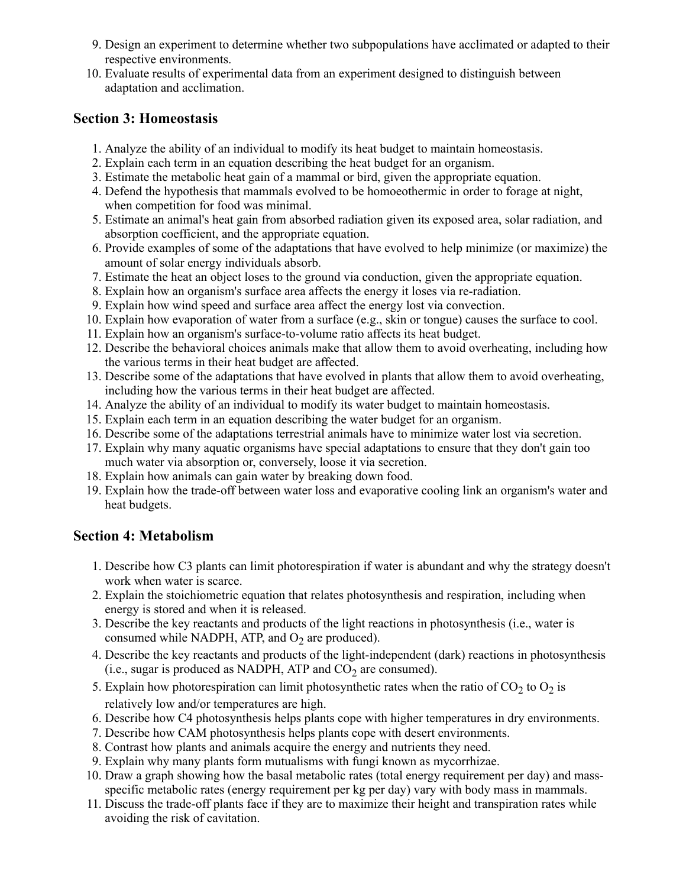9. Design an experiment to determine whether two subpopulations have acclimated or adapted to their respective environments.
10. Evaluate results of experimental data from an experiment designed to distinguish between adaptation and acclimation.

## Section 3: Homeostasis

1. Analyze the ability of an individual to modify its heat budget to maintain homeostasis.
2. Explain each term in an equation describing the heat budget for an organism.
3. Estimate the metabolic heat gain of a mammal or bird, given the appropriate equation.
4. Defend the hypothesis that mammals evolved to be homoeothermic in order to forage at night, when competition for food was minimal.
5. Estimate an animal's heat gain from absorbed radiation given its exposed area, solar radiation, and absorption coefficient, and the appropriate equation.
6. Provide examples of some of the adaptations that have evolved to help minimize (or maximize) the amount of solar energy individuals absorb.
7. Estimate the heat an object loses to the ground via conduction, given the appropriate equation.
8. Explain how an organism's surface area affects the energy it loses via re-radiation.
9. Explain how wind speed and surface area affect the energy lost via convection.
10. Explain how evaporation of water from a surface (e.g., skin or tongue) causes the surface to cool.
11. Explain how an organism's surface-to-volume ratio affects its heat budget.
12. Describe the behavioral choices animals make that allow them to avoid overheating, including how the various terms in their heat budget are affected.
13. Describe some of the adaptations that have evolved in plants that allow them to avoid overheating, including how the various terms in their heat budget are affected.
14. Analyze the ability of an individual to modify its water budget to maintain homeostasis.
15. Explain each term in an equation describing the water budget for an organism.
16. Describe some of the adaptations terrestrial animals have to minimize water lost via secretion.
17. Explain why many aquatic organisms have special adaptations to ensure that they don't gain too much water via absorption or, conversely, loose it via secretion.
18. Explain how animals can gain water by breaking down food.
19. Explain how the trade-off between water loss and evaporative cooling link an organism's water and heat budgets.

## Section 4: Metabolism

1. Describe how C3 plants can limit photorespiration if water is abundant and why the strategy doesn't work when water is scarce.
2. Explain the stoichiometric equation that relates photosynthesis and respiration, including when energy is stored and when it is released.
3. Describe the key reactants and products of the light reactions in photosynthesis (i.e., water is consumed while NADPH, ATP, and $O_2$ are produced).
4. Describe the key reactants and products of the light-independent (dark) reactions in photosynthesis (i.e., sugar is produced as NADPH, ATP and $CO_2$ are consumed).
5. Explain how photorespiration can limit photosynthetic rates when the ratio of $CO_2$ to $O_2$ is relatively low and/or temperatures are high.
6. Describe how C4 photosynthesis helps plants cope with higher temperatures in dry environments.
7. Describe how CAM photosynthesis helps plants cope with desert environments.
8. Contrast how plants and animals acquire the energy and nutrients they need.
9. Explain why many plants form mutualisms with fungi known as mycorrhizae.
10. Draw a graph showing how the basal metabolic rates (total energy requirement per day) and mass-specific metabolic rates (energy requirement per kg per day) vary with body mass in mammals.
11. Discuss the trade-off plants face if they are to maximize their height and transpiration rates while avoiding the risk of cavitation.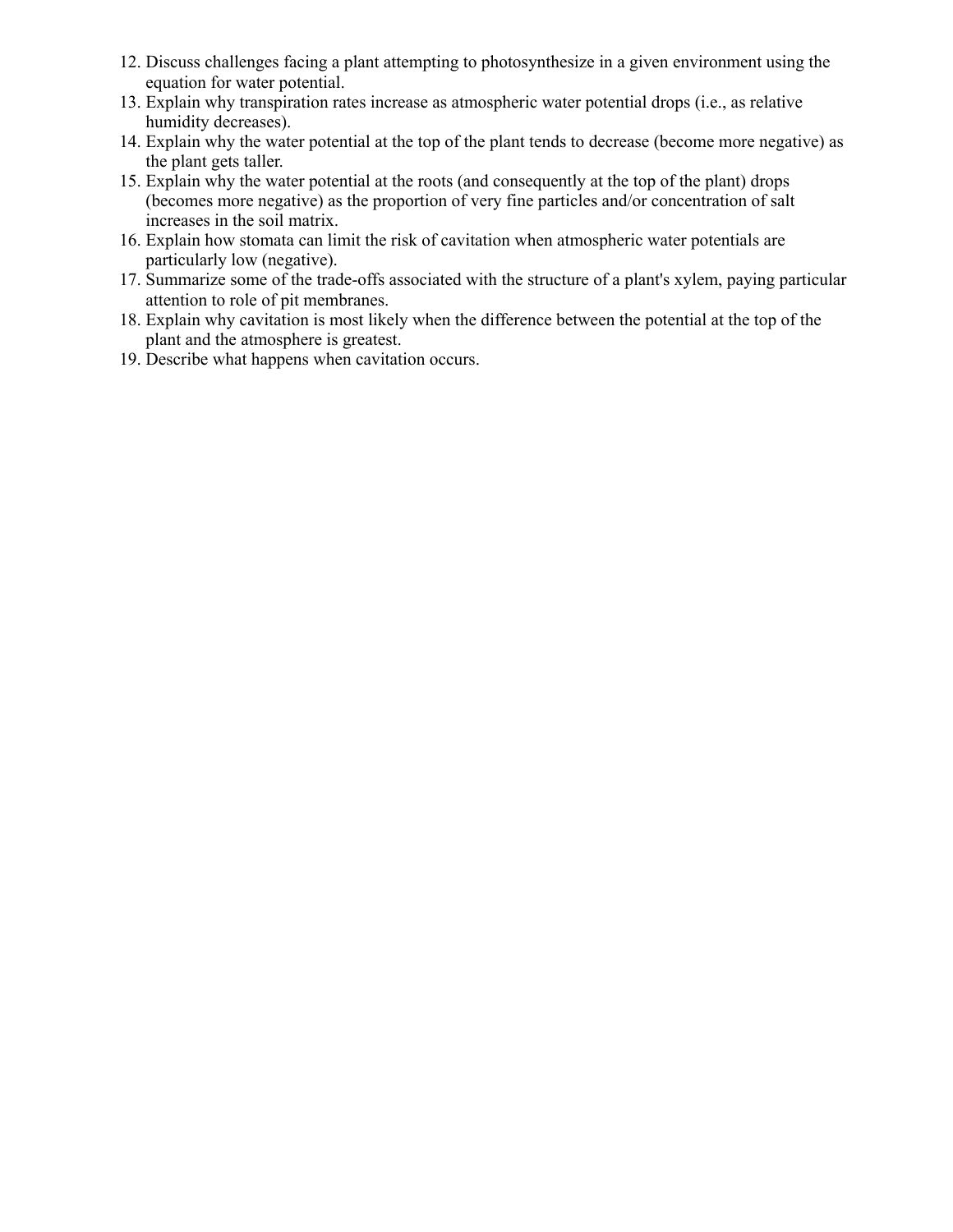12. Discuss challenges facing a plant attempting to photosynthesize in a given environment using the equation for water potential.
13. Explain why transpiration rates increase as atmospheric water potential drops (i.e., as relative humidity decreases).
14. Explain why the water potential at the top of the plant tends to decrease (become more negative) as the plant gets taller.
15. Explain why the water potential at the roots (and consequently at the top of the plant) drops (becomes more negative) as the proportion of very fine particles and/or concentration of salt increases in the soil matrix.
16. Explain how stomata can limit the risk of cavitation when atmospheric water potentials are particularly low (negative).
17. Summarize some of the trade-offs associated with the structure of a plant's xylem, paying particular attention to role of pit membranes.
18. Explain why cavitation is most likely when the difference between the potential at the top of the plant and the atmosphere is greatest.
19. Describe what happens when cavitation occurs.